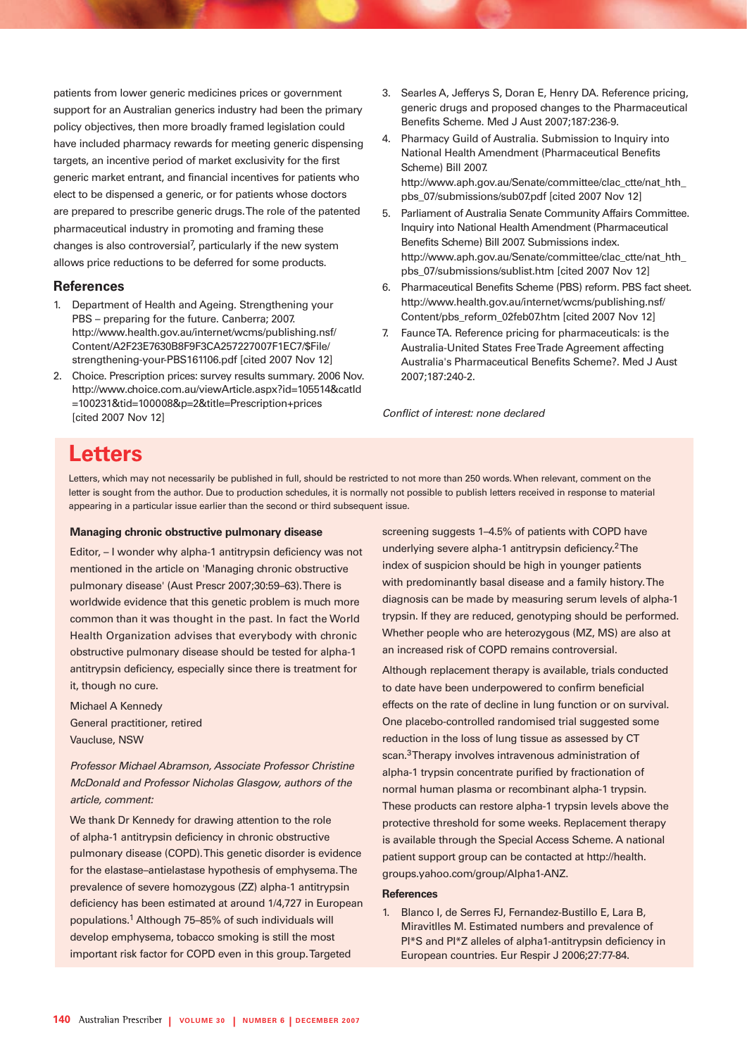patients from lower generic medicines prices or government support for an Australian generics industry had been the primary policy objectives, then more broadly framed legislation could have included pharmacy rewards for meeting generic dispensing targets, an incentive period of market exclusivity for the first generic market entrant, and financial incentives for patients who elect to be dispensed a generic, or for patients whose doctors are prepared to prescribe generic drugs. The role of the patented pharmaceutical industry in promoting and framing these changes is also controversial[7], particularly if the new system allows price reductions to be deferred for some products.

## References

1. Department of Health and Ageing. Strengthening your PBS – preparing for the future. Canberra; 2007. http://www.health.gov.au/internet/wcms/publishing.nsf/Content/A2F23E7630B8F9F3CA257227007F1EC7/$File/strengthening-your-PBS161106.pdf [cited 2007 Nov 12]
2. Choice. Prescription prices: survey results summary. 2006 Nov. http://www.choice.com.au/viewArticle.aspx?id=105514&catId=100231&tid=100008&p=2&title=Prescription+prices [cited 2007 Nov 12]
3. Searles A, Jefferys S, Doran E, Henry DA. Reference pricing, generic drugs and proposed changes to the Pharmaceutical Benefits Scheme. Med J Aust 2007;187:236-9.
4. Pharmacy Guild of Australia. Submission to Inquiry into National Health Amendment (Pharmaceutical Benefits Scheme) Bill 2007. http://www.aph.gov.au/Senate/committee/clac_ctte/nat_hth_pbs_07/submissions/sub07.pdf [cited 2007 Nov 12]
5. Parliament of Australia Senate Community Affairs Committee. Inquiry into National Health Amendment (Pharmaceutical Benefits Scheme) Bill 2007. Submissions index. http://www.aph.gov.au/Senate/committee/clac_ctte/nat_hth_pbs_07/submissions/sublist.htm [cited 2007 Nov 12]
6. Pharmaceutical Benefits Scheme (PBS) reform. PBS fact sheet. http://www.health.gov.au/internet/wcms/publishing.nsf/Content/pbs_reform_02feb07.htm [cited 2007 Nov 12]
7. Faunce TA. Reference pricing for pharmaceuticals: is the Australia-United States Free Trade Agreement affecting Australia's Pharmaceutical Benefits Scheme?. Med J Aust 2007;187:240-2.

*Conflict of interest: none declared*

# Letters

Letters, which may not necessarily be published in full, should be restricted to not more than 250 words. When relevant, comment on the letter is sought from the author. Due to production schedules, it is normally not possible to publish letters received in response to material appearing in a particular issue earlier than the second or third subsequent issue.

### Managing chronic obstructive pulmonary disease

Editor, – I wonder why alpha-1 antitrypsin deficiency was not mentioned in the article on 'Managing chronic obstructive pulmonary disease' (Aust Prescr 2007;30:59–63). There is worldwide evidence that this genetic problem is much more common than it was thought in the past. In fact the World Health Organization advises that everybody with chronic obstructive pulmonary disease should be tested for alpha-1 antitrypsin deficiency, especially since there is treatment for it, though no cure.

Michael A Kennedy
General practitioner, retired
Vaucluse, NSW

*Professor Michael Abramson, Associate Professor Christine McDonald and Professor Nicholas Glasgow, authors of the article, comment:*

We thank Dr Kennedy for drawing attention to the role of alpha-1 antitrypsin deficiency in chronic obstructive pulmonary disease (COPD). This genetic disorder is evidence for the elastase–antielastase hypothesis of emphysema. The prevalence of severe homozygous (ZZ) alpha-1 antitrypsin deficiency has been estimated at around 1/4,727 in European populations.[1] Although 75–85% of such individuals will develop emphysema, tobacco smoking is still the most important risk factor for COPD even in this group. Targeted screening suggests 1–4.5% of patients with COPD have underlying severe alpha-1 antitrypsin deficiency.[2] The index of suspicion should be high in younger patients with predominantly basal disease and a family history. The diagnosis can be made by measuring serum levels of alpha-1 trypsin. If they are reduced, genotyping should be performed. Whether people who are heterozygous (MZ, MS) are also at an increased risk of COPD remains controversial.

Although replacement therapy is available, trials conducted to date have been underpowered to confirm beneficial effects on the rate of decline in lung function or on survival. One placebo-controlled randomised trial suggested some reduction in the loss of lung tissue as assessed by CT scan.[3] Therapy involves intravenous administration of alpha-1 trypsin concentrate purified by fractionation of normal human plasma or recombinant alpha-1 trypsin. These products can restore alpha-1 trypsin levels above the protective threshold for some weeks. Replacement therapy is available through the Special Access Scheme. A national patient support group can be contacted at http://health.groups.yahoo.com/group/Alpha1-ANZ.

#### References

1. Blanco I, de Serres FJ, Fernandez-Bustillo E, Lara B, Miravitlles M. Estimated numbers and prevalence of PI*S and PI*Z alleles of alpha1-antitrypsin deficiency in European countries. Eur Respir J 2006;27:77-84.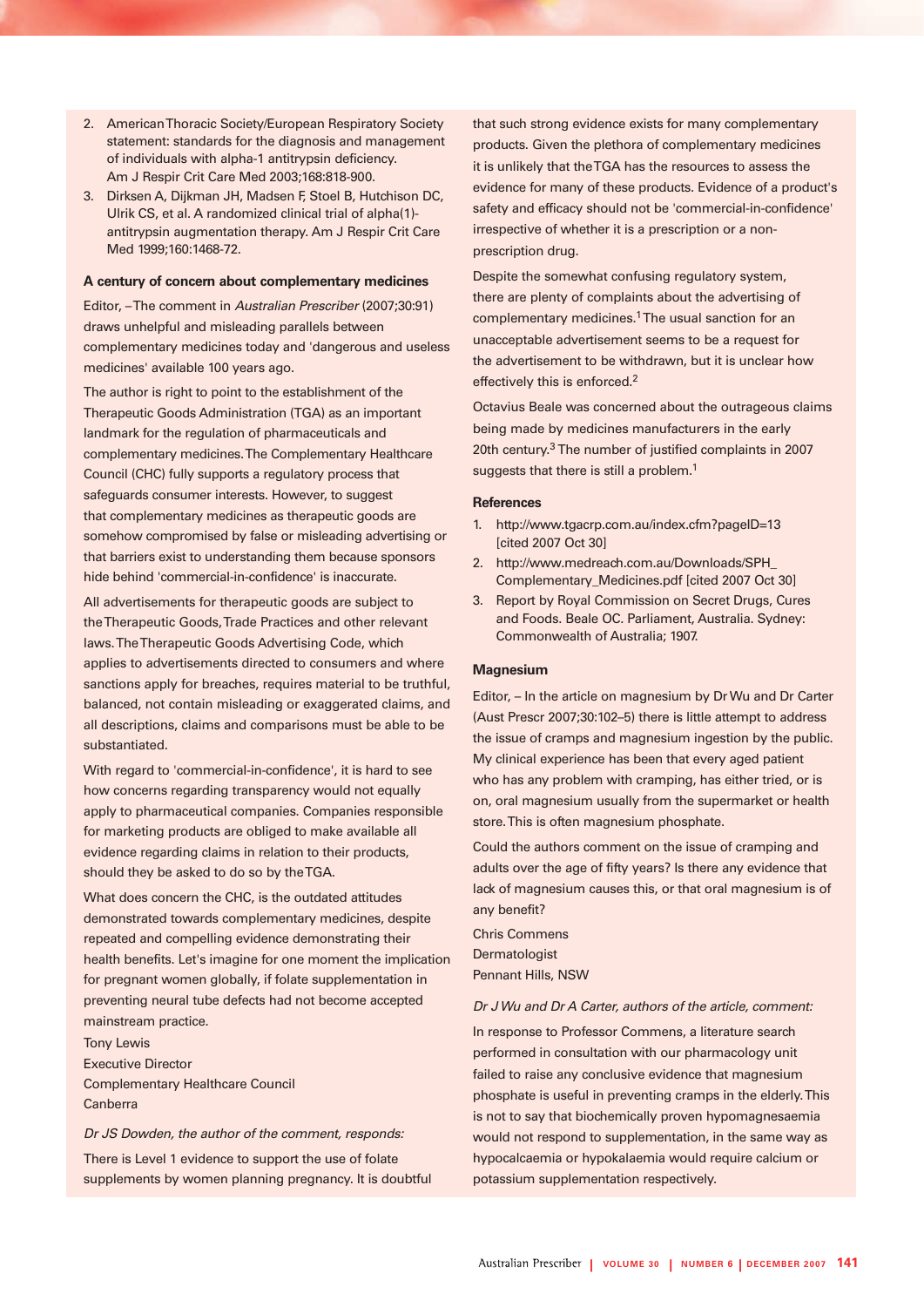2. American Thoracic Society/European Respiratory Society statement: standards for the diagnosis and management of individuals with alpha-1 antitrypsin deficiency. Am J Respir Crit Care Med 2003;168:818-900.
3. Dirksen A, Dijkman JH, Madsen F, Stoel B, Hutchison DC, Ulrik CS, et al. A randomized clinical trial of alpha(1)-antitrypsin augmentation therapy. Am J Respir Crit Care Med 1999;160:1468-72.

### A century of concern about complementary medicines

Editor, – The comment in *Australian Prescriber* (2007;30:91) draws unhelpful and misleading parallels between complementary medicines today and 'dangerous and useless medicines' available 100 years ago.

The author is right to point to the establishment of the Therapeutic Goods Administration (TGA) as an important landmark for the regulation of pharmaceuticals and complementary medicines. The Complementary Healthcare Council (CHC) fully supports a regulatory process that safeguards consumer interests. However, to suggest that complementary medicines as therapeutic goods are somehow compromised by false or misleading advertising or that barriers exist to understanding them because sponsors hide behind 'commercial-in-confidence' is inaccurate.

All advertisements for therapeutic goods are subject to the Therapeutic Goods, Trade Practices and other relevant laws. The Therapeutic Goods Advertising Code, which applies to advertisements directed to consumers and where sanctions apply for breaches, requires material to be truthful, balanced, not contain misleading or exaggerated claims, and all descriptions, claims and comparisons must be able to be substantiated.

With regard to 'commercial-in-confidence', it is hard to see how concerns regarding transparency would not equally apply to pharmaceutical companies. Companies responsible for marketing products are obliged to make available all evidence regarding claims in relation to their products, should they be asked to do so by the TGA.

What does concern the CHC, is the outdated attitudes demonstrated towards complementary medicines, despite repeated and compelling evidence demonstrating their health benefits. Let's imagine for one moment the implication for pregnant women globally, if folate supplementation in preventing neural tube defects had not become accepted mainstream practice.

Tony Lewis
Executive Director
Complementary Healthcare Council
Canberra

*Dr JS Dowden, the author of the comment, responds:*

There is Level 1 evidence to support the use of folate supplements by women planning pregnancy. It is doubtful that such strong evidence exists for many complementary products. Given the plethora of complementary medicines it is unlikely that the TGA has the resources to assess the evidence for many of these products. Evidence of a product's safety and efficacy should not be 'commercial-in-confidence' irrespective of whether it is a prescription or a non-prescription drug.

Despite the somewhat confusing regulatory system, there are plenty of complaints about the advertising of complementary medicines.[1] The usual sanction for an unacceptable advertisement seems to be a request for the advertisement to be withdrawn, but it is unclear how effectively this is enforced.[2]

Octavius Beale was concerned about the outrageous claims being made by medicines manufacturers in the early 20th century.[3] The number of justified complaints in 2007 suggests that there is still a problem.[1]

#### References

1. http://www.tgacrp.com.au/index.cfm?pageID=13 [cited 2007 Oct 30]
2. http://www.medreach.com.au/Downloads/SPH_Complementary_Medicines.pdf [cited 2007 Oct 30]
3. Report by Royal Commission on Secret Drugs, Cures and Foods. Beale OC. Parliament, Australia. Sydney: Commonwealth of Australia; 1907.

### Magnesium

Editor, – In the article on magnesium by Dr Wu and Dr Carter (Aust Prescr 2007;30:102–5) there is little attempt to address the issue of cramps and magnesium ingestion by the public. My clinical experience has been that every aged patient who has any problem with cramping, has either tried, or is on, oral magnesium usually from the supermarket or health store. This is often magnesium phosphate.

Could the authors comment on the issue of cramping and adults over the age of fifty years? Is there any evidence that lack of magnesium causes this, or that oral magnesium is of any benefit?

Chris Commens
Dermatologist
Pennant Hills, NSW

*Dr J Wu and Dr A Carter, authors of the article, comment:*

In response to Professor Commens, a literature search performed in consultation with our pharmacology unit failed to raise any conclusive evidence that magnesium phosphate is useful in preventing cramps in the elderly. This is not to say that biochemically proven hypomagnesaemia would not respond to supplementation, in the same way as hypocalcaemia or hypokalaemia would require calcium or potassium supplementation respectively.